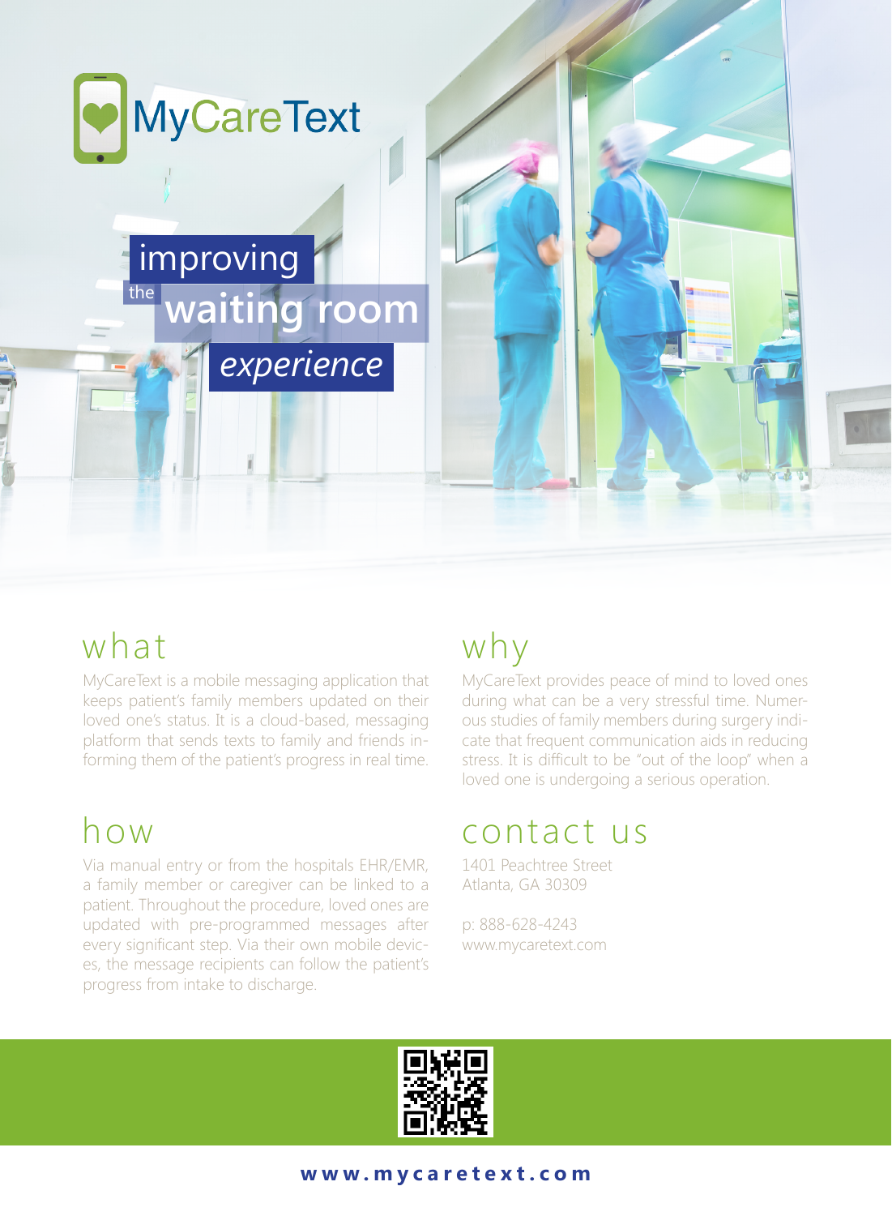# MyCareText

## improving the waiting room *experience*

## what

MyCareText is a mobile messaging application that keeps patient's family members updated on their loved one's status. It is a cloud-based, messaging platform that sends texts to family and friends informing them of the patient's progress in real time.

## why

MyCareText provides peace of mind to loved ones during what can be a very stressful time. Numerous studies of family members during surgery indicate that frequent communication aids in reducing stress. It is difficult to be "out of the loop" when a loved one is undergoing a serious operation.

## how

Via manual entry or from the hospitals EHR/EMR, a family member or caregiver can be linked to a patient. Throughout the procedure, loved ones are updated with pre-programmed messages after every significant step. Via their own mobile devices, the message recipients can follow the patient's progress from intake to discharge.

## contact us

1401 Peachtree Street
Atlanta, GA 30309

p: 888-628-4243
www.mycaretext.com

**www.mycaretext.com**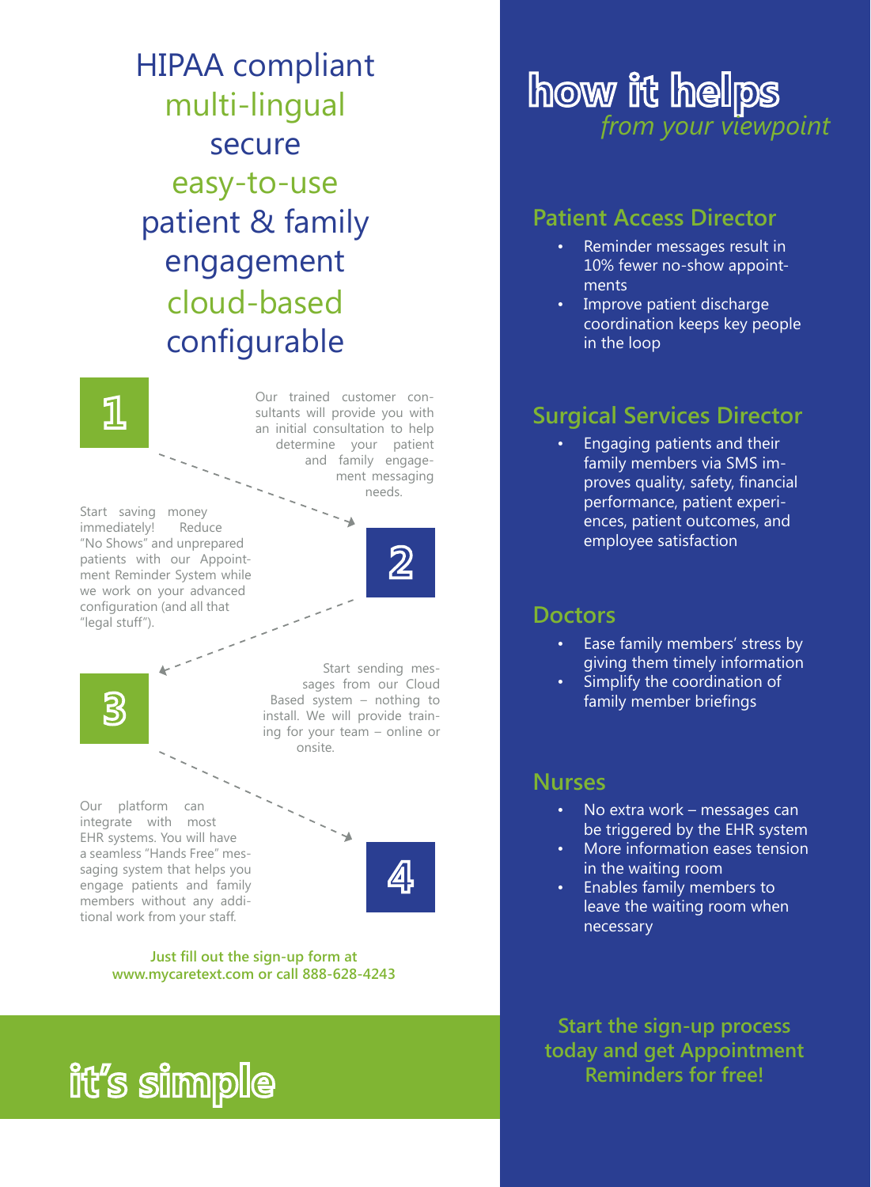HIPAA compliant
multi-lingual
secure
easy-to-use
patient & family engagement
cloud-based
configurable

**1**

Our trained customer consultants will provide you with an initial consultation to help determine your patient and family engagement messaging needs.

**2**

Start saving money immediately! Reduce "No Shows" and unprepared patients with our Appointment Reminder System while we work on your advanced configuration (and all that "legal stuff").

**3**

Start sending messages from our Cloud Based system – nothing to install. We will provide training for your team – online or onsite.

**4**

Our platform can integrate with most EHR systems. You will have a seamless "Hands Free" messaging system that helps you engage patients and family members without any additional work from your staff.

**Just fill out the sign-up form at www.mycaretext.com or call 888-628-4243**

# it's simple

# how it helps

*from your viewpoint*

## Patient Access Director

- Reminder messages result in 10% fewer no-show appointments
- Improve patient discharge coordination keeps key people in the loop

## Surgical Services Director

- Engaging patients and their family members via SMS improves quality, safety, financial performance, patient experiences, patient outcomes, and employee satisfaction

## Doctors

- Ease family members' stress by giving them timely information
- Simplify the coordination of family member briefings

## Nurses

- No extra work – messages can be triggered by the EHR system
- More information eases tension in the waiting room
- Enables family members to leave the waiting room when necessary

**Start the sign-up process today and get Appointment Reminders for free!**